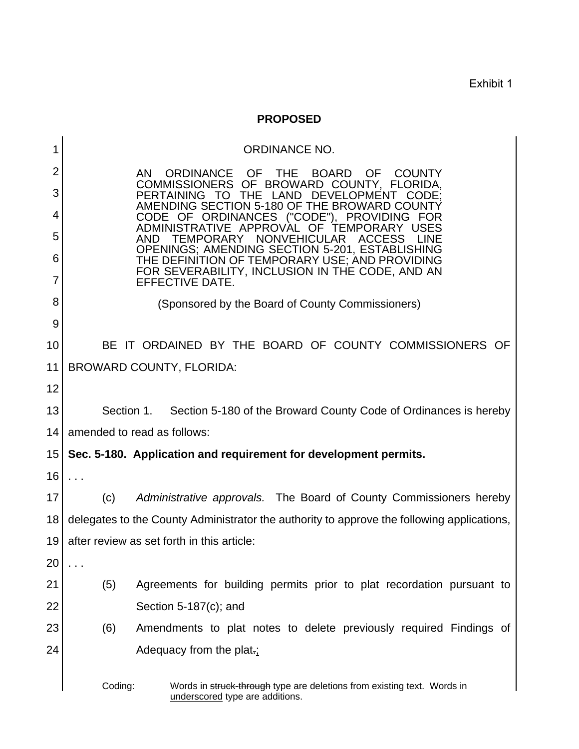Exhibit 1

**PROPOSED**

ORDINANCE NO.

AN ORDINANCE OF THE BOARD OF COUNTY COMMISSIONERS OF BROWARD COUNTY, FLORIDA, PERTAINING TO THE LAND DEVELOPMENT CODE; AMENDING SECTION 5-180 OF THE BROWARD COUNTY CODE OF ORDINANCES ("CODE"), PROVIDING FOR ADMINISTRATIVE APPROVAL OF TEMPORARY USES AND TEMPORARY NONVEHICULAR ACCESS LINE OPENINGS; AMENDING SECTION 5-201, ESTABLISHING THE DEFINITION OF TEMPORARY USE; AND PROVIDING FOR SEVERABILITY, INCLUSION IN THE CODE, AND AN EFFECTIVE DATE.

(Sponsored by the Board of County Commissioners)

BE IT ORDAINED BY THE BOARD OF COUNTY COMMISSIONERS OF BROWARD COUNTY, FLORIDA:

Section 1. Section 5-180 of the Broward County Code of Ordinances is hereby amended to read as follows:

**Sec. 5-180. Application and requirement for development permits.**

. . .

(c) *Administrative approvals.* The Board of County Commissioners hereby delegates to the County Administrator the authority to approve the following applications, after review as set forth in this article:

. . .

(5) Agreements for building permits prior to plat recordation pursuant to Section 5-187(c); ~~and~~

(6) Amendments to plat notes to delete previously required Findings of Adequacy from the plat~~.~~<u>;</u>

Coding: Words in ~~struck-through~~ type are deletions from existing text. Words in <u>underscored</u> type are additions.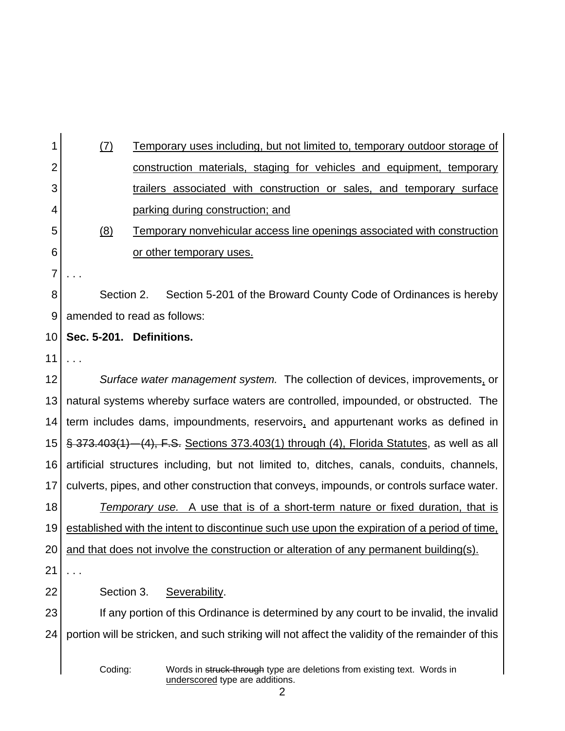(7) Temporary uses including, but not limited to, temporary outdoor storage of construction materials, staging for vehicles and equipment, temporary trailers associated with construction or sales, and temporary surface parking during construction; and

(8) Temporary nonvehicular access line openings associated with construction or other temporary uses.

. . .

Section 2. Section 5-201 of the Broward County Code of Ordinances is hereby amended to read as follows:

**Sec. 5-201. Definitions.**

. . .

*Surface water management system.* The collection of devices, improvements, or natural systems whereby surface waters are controlled, impounded, or obstructed. The term includes dams, impoundments, reservoirs, and appurtenant works as defined in ~~§ 373.403(1)—(4), F.S.~~ Sections 373.403(1) through (4), Florida Statutes, as well as all artificial structures including, but not limited to, ditches, canals, conduits, channels, culverts, pipes, and other construction that conveys, impounds, or controls surface water.

*Temporary use.* A use that is of a short-term nature or fixed duration, that is established with the intent to discontinue such use upon the expiration of a period of time, and that does not involve the construction or alteration of any permanent building(s).

. . .

Section 3. Severability.

If any portion of this Ordinance is determined by any court to be invalid, the invalid portion will be stricken, and such striking will not affect the validity of the remainder of this

Coding: Words in ~~struck-through~~ type are deletions from existing text. Words in underscored type are additions.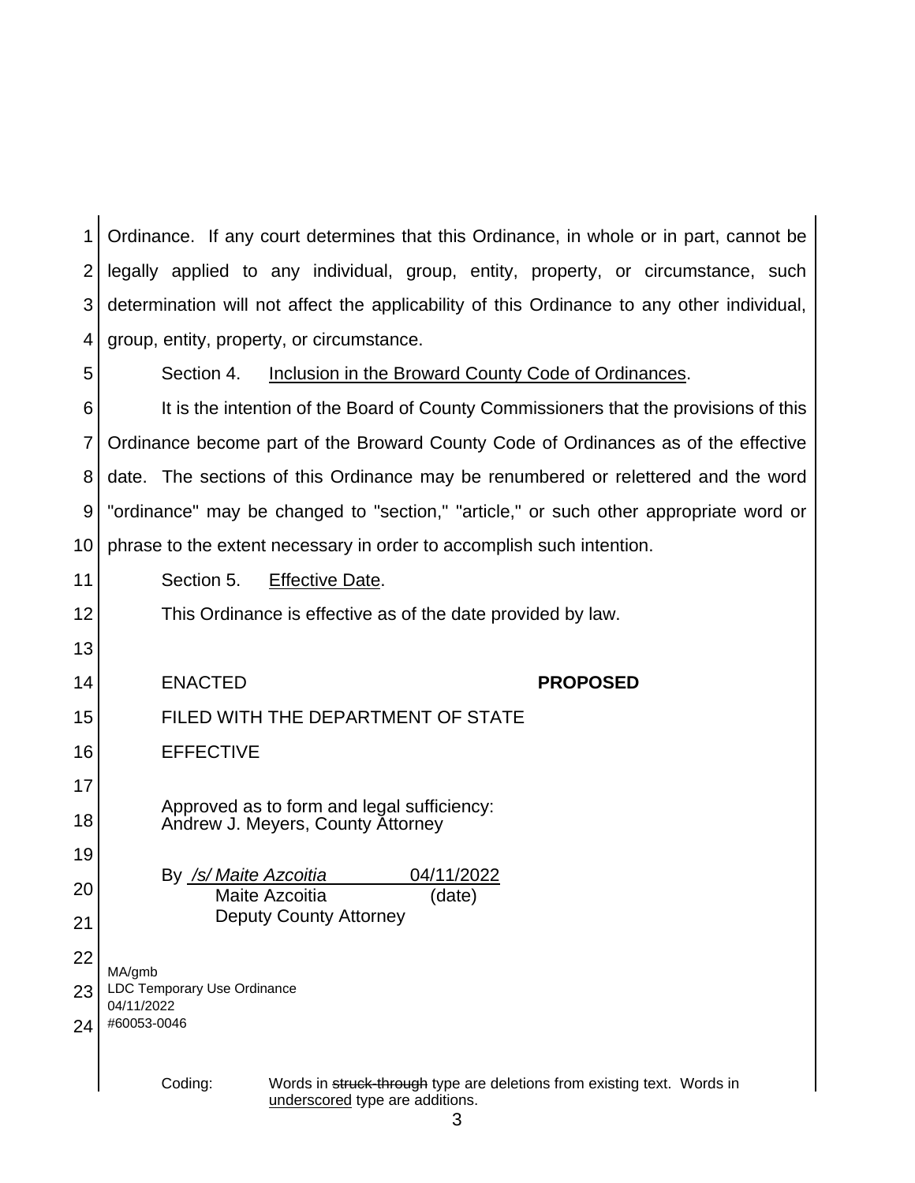Ordinance. If any court determines that this Ordinance, in whole or in part, cannot be legally applied to any individual, group, entity, property, or circumstance, such determination will not affect the applicability of this Ordinance to any other individual, group, entity, property, or circumstance.

Section 4. <u>Inclusion in the Broward County Code of Ordinances</u>.

It is the intention of the Board of County Commissioners that the provisions of this Ordinance become part of the Broward County Code of Ordinances as of the effective date. The sections of this Ordinance may be renumbered or relettered and the word "ordinance" may be changed to "section," "article," or such other appropriate word or phrase to the extent necessary in order to accomplish such intention.

Section 5. <u>Effective Date</u>.

This Ordinance is effective as of the date provided by law.

ENACTED **PROPOSED**

FILED WITH THE DEPARTMENT OF STATE

EFFECTIVE

Approved as to form and legal sufficiency:
Andrew J. Meyers, County Attorney

By <u>*/s/ Maite Azcoitia*</u> <u>04/11/2022</u>
Maite Azcoitia (date)
Deputy County Attorney

MA/gmb
LDC Temporary Use Ordinance
04/11/2022
#60053-0046

Coding: Words in ~~struck-through~~ type are deletions from existing text. Words in <u>underscored</u> type are additions.